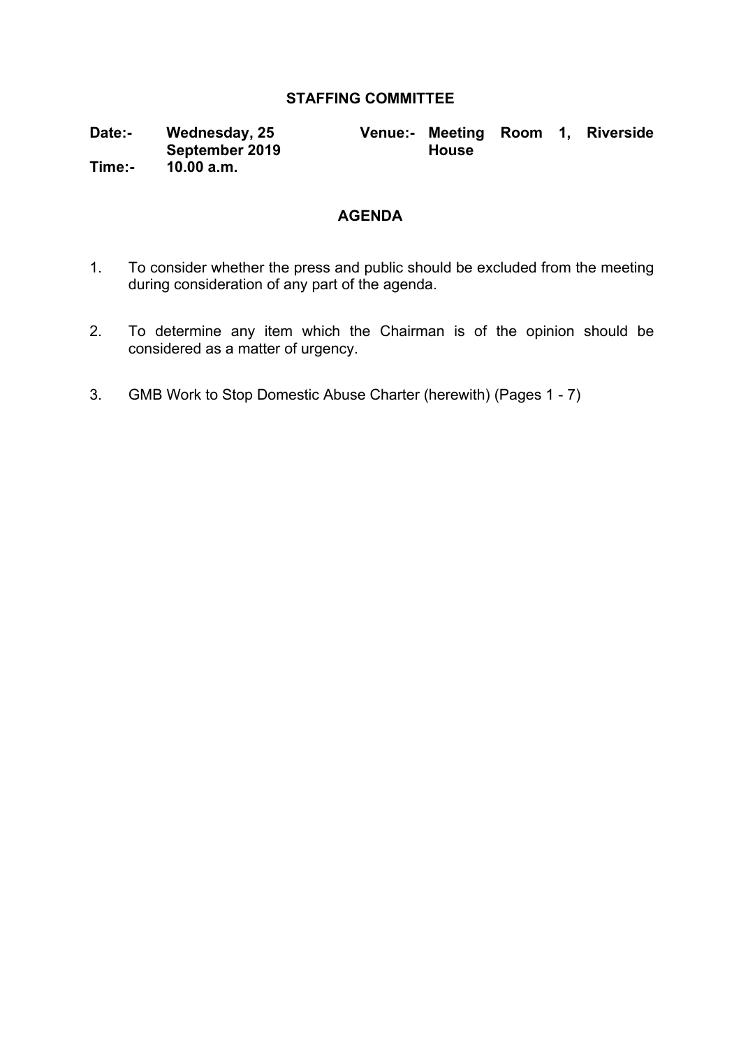# STAFFING COMMITTEE

**Date:-** **Wednesday, 25 September 2019**
**Venue:-** **Meeting Room 1, Riverside House**
**Time:-** **10.00 a.m.**

## AGENDA

1. To consider whether the press and public should be excluded from the meeting during consideration of any part of the agenda.

2. To determine any item which the Chairman is of the opinion should be considered as a matter of urgency.

3. GMB Work to Stop Domestic Abuse Charter (herewith) (Pages 1 - 7)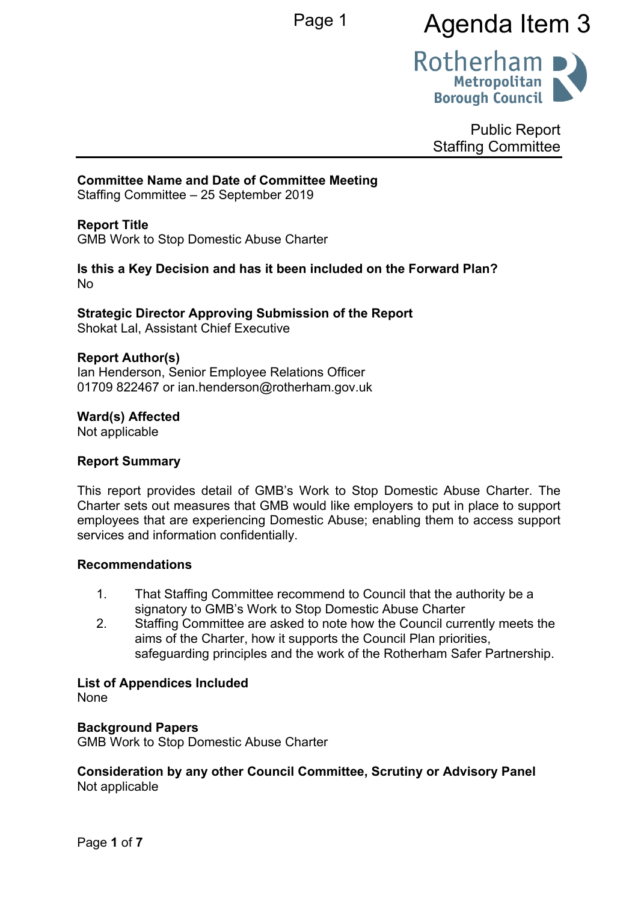# Agenda Item 3

Public Report
Staffing Committee

**Committee Name and Date of Committee Meeting**
Staffing Committee – 25 September 2019

**Report Title**
GMB Work to Stop Domestic Abuse Charter

**Is this a Key Decision and has it been included on the Forward Plan?**
No

**Strategic Director Approving Submission of the Report**
Shokat Lal, Assistant Chief Executive

**Report Author(s)**
Ian Henderson, Senior Employee Relations Officer
01709 822467 or ian.henderson@rotherham.gov.uk

**Ward(s) Affected**
Not applicable

**Report Summary**

This report provides detail of GMB's Work to Stop Domestic Abuse Charter. The Charter sets out measures that GMB would like employers to put in place to support employees that are experiencing Domestic Abuse; enabling them to access support services and information confidentially.

**Recommendations**

1. That Staffing Committee recommend to Council that the authority be a signatory to GMB's Work to Stop Domestic Abuse Charter
2. Staffing Committee are asked to note how the Council currently meets the aims of the Charter, how it supports the Council Plan priorities, safeguarding principles and the work of the Rotherham Safer Partnership.

**List of Appendices Included**
None

**Background Papers**
GMB Work to Stop Domestic Abuse Charter

**Consideration by any other Council Committee, Scrutiny or Advisory Panel**
Not applicable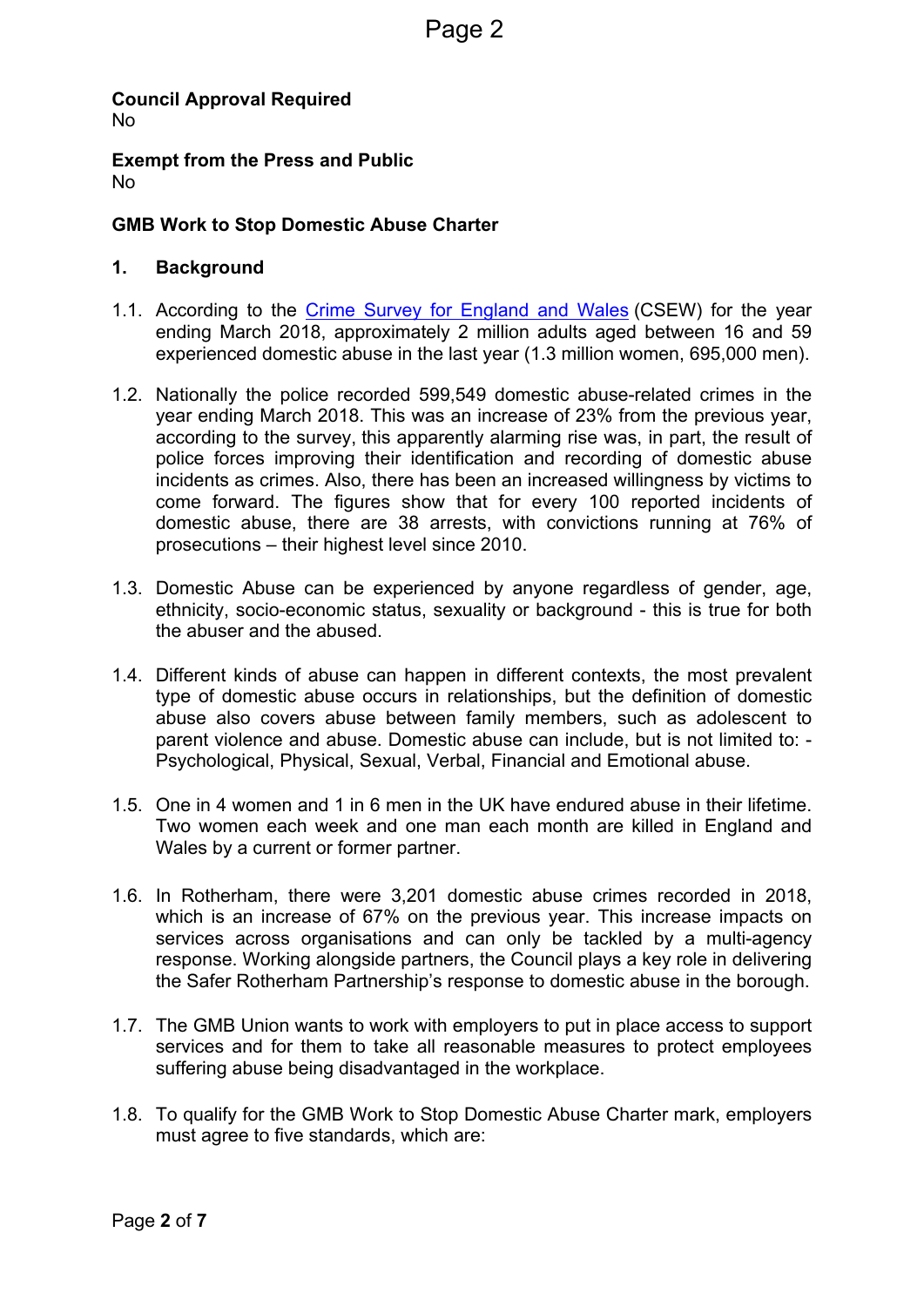**Council Approval Required**
No

**Exempt from the Press and Public**
No

**GMB Work to Stop Domestic Abuse Charter**

## 1. Background

1.1. According to the [Crime Survey for England and Wales](Crime Survey for England and Wales) (CSEW) for the year ending March 2018, approximately 2 million adults aged between 16 and 59 experienced domestic abuse in the last year (1.3 million women, 695,000 men).

1.2. Nationally the police recorded 599,549 domestic abuse-related crimes in the year ending March 2018. This was an increase of 23% from the previous year, according to the survey, this apparently alarming rise was, in part, the result of police forces improving their identification and recording of domestic abuse incidents as crimes. Also, there has been an increased willingness by victims to come forward. The figures show that for every 100 reported incidents of domestic abuse, there are 38 arrests, with convictions running at 76% of prosecutions – their highest level since 2010.

1.3. Domestic Abuse can be experienced by anyone regardless of gender, age, ethnicity, socio-economic status, sexuality or background - this is true for both the abuser and the abused.

1.4. Different kinds of abuse can happen in different contexts, the most prevalent type of domestic abuse occurs in relationships, but the definition of domestic abuse also covers abuse between family members, such as adolescent to parent violence and abuse. Domestic abuse can include, but is not limited to: - Psychological, Physical, Sexual, Verbal, Financial and Emotional abuse.

1.5. One in 4 women and 1 in 6 men in the UK have endured abuse in their lifetime. Two women each week and one man each month are killed in England and Wales by a current or former partner.

1.6. In Rotherham, there were 3,201 domestic abuse crimes recorded in 2018, which is an increase of 67% on the previous year. This increase impacts on services across organisations and can only be tackled by a multi-agency response. Working alongside partners, the Council plays a key role in delivering the Safer Rotherham Partnership's response to domestic abuse in the borough.

1.7. The GMB Union wants to work with employers to put in place access to support services and for them to take all reasonable measures to protect employees suffering abuse being disadvantaged in the workplace.

1.8. To qualify for the GMB Work to Stop Domestic Abuse Charter mark, employers must agree to five standards, which are: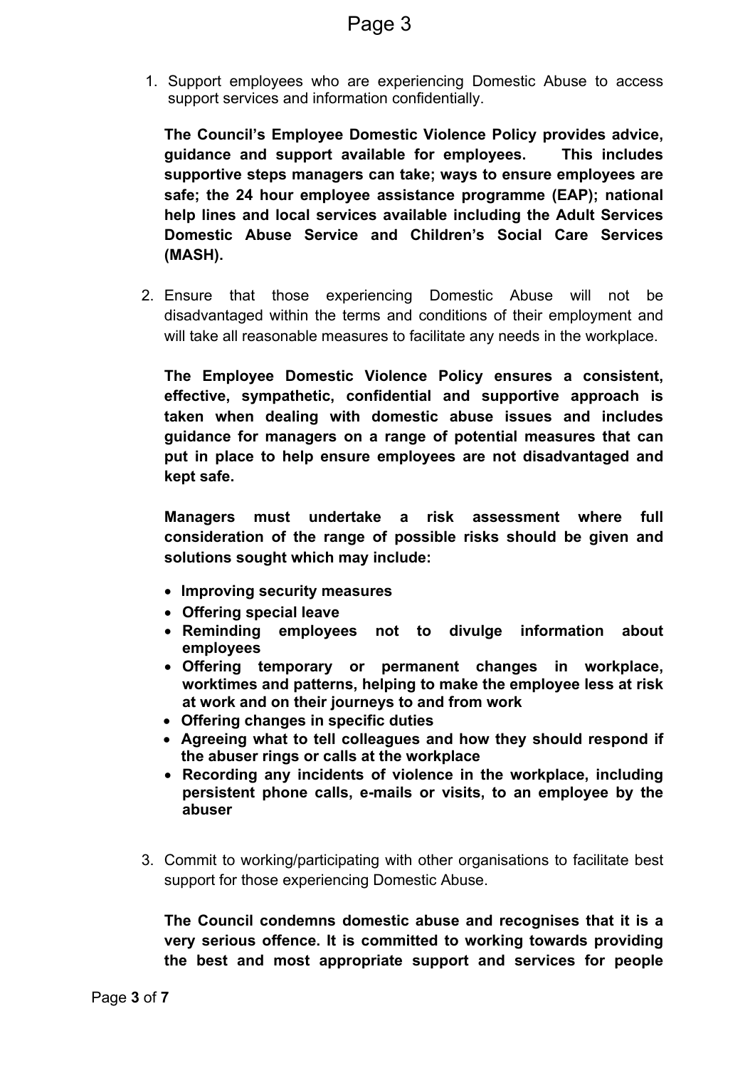1. Support employees who are experiencing Domestic Abuse to access support services and information confidentially.

   **The Council's Employee Domestic Violence Policy provides advice, guidance and support available for employees. This includes supportive steps managers can take; ways to ensure employees are safe; the 24 hour employee assistance programme (EAP); national help lines and local services available including the Adult Services Domestic Abuse Service and Children's Social Care Services (MASH).**

2. Ensure that those experiencing Domestic Abuse will not be disadvantaged within the terms and conditions of their employment and will take all reasonable measures to facilitate any needs in the workplace.

   **The Employee Domestic Violence Policy ensures a consistent, effective, sympathetic, confidential and supportive approach is taken when dealing with domestic abuse issues and includes guidance for managers on a range of potential measures that can put in place to help ensure employees are not disadvantaged and kept safe.**

   **Managers must undertake a risk assessment where full consideration of the range of possible risks should be given and solutions sought which may include:**

   - **Improving security measures**
   - **Offering special leave**
   - **Reminding employees not to divulge information about employees**
   - **Offering temporary or permanent changes in workplace, worktimes and patterns, helping to make the employee less at risk at work and on their journeys to and from work**
   - **Offering changes in specific duties**
   - **Agreeing what to tell colleagues and how they should respond if the abuser rings or calls at the workplace**
   - **Recording any incidents of violence in the workplace, including persistent phone calls, e-mails or visits, to an employee by the abuser**

3. Commit to working/participating with other organisations to facilitate best support for those experiencing Domestic Abuse.

   **The Council condemns domestic abuse and recognises that it is a very serious offence. It is committed to working towards providing the best and most appropriate support and services for people**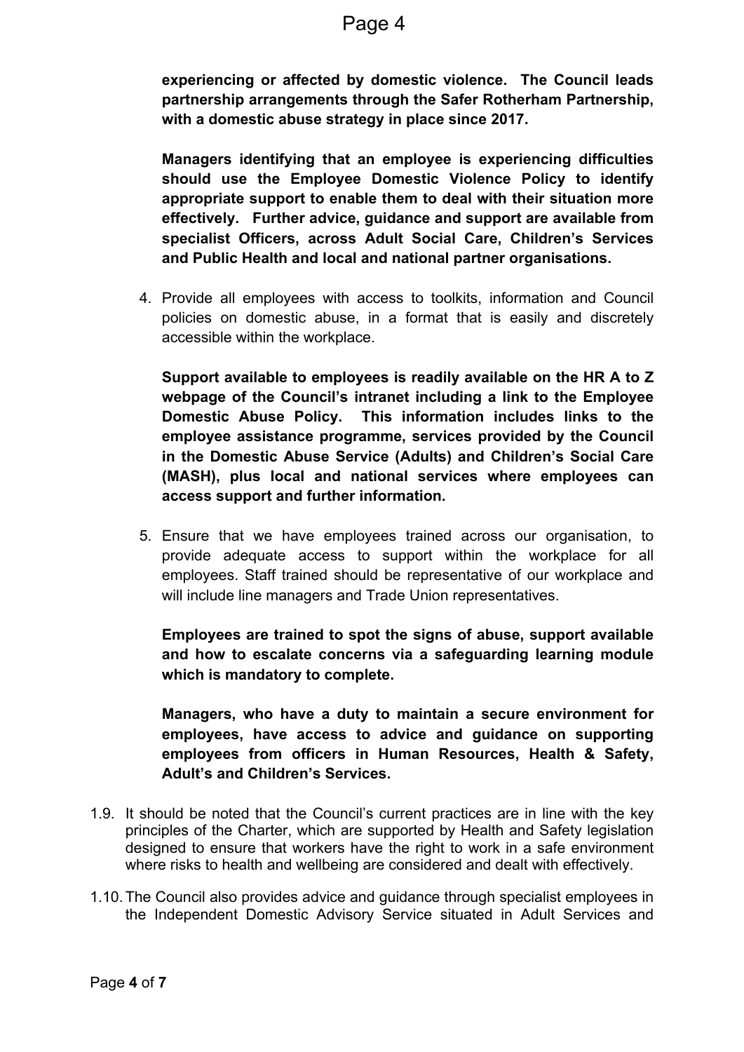**experiencing or affected by domestic violence. The Council leads partnership arrangements through the Safer Rotherham Partnership, with a domestic abuse strategy in place since 2017.**

**Managers identifying that an employee is experiencing difficulties should use the Employee Domestic Violence Policy to identify appropriate support to enable them to deal with their situation more effectively. Further advice, guidance and support are available from specialist Officers, across Adult Social Care, Children's Services and Public Health and local and national partner organisations.**

4. Provide all employees with access to toolkits, information and Council policies on domestic abuse, in a format that is easily and discretely accessible within the workplace.

   **Support available to employees is readily available on the HR A to Z webpage of the Council's intranet including a link to the Employee Domestic Abuse Policy. This information includes links to the employee assistance programme, services provided by the Council in the Domestic Abuse Service (Adults) and Children's Social Care (MASH), plus local and national services where employees can access support and further information.**

5. Ensure that we have employees trained across our organisation, to provide adequate access to support within the workplace for all employees. Staff trained should be representative of our workplace and will include line managers and Trade Union representatives.

   **Employees are trained to spot the signs of abuse, support available and how to escalate concerns via a safeguarding learning module which is mandatory to complete.**

   **Managers, who have a duty to maintain a secure environment for employees, have access to advice and guidance on supporting employees from officers in Human Resources, Health & Safety, Adult's and Children's Services.**

1.9. It should be noted that the Council's current practices are in line with the key principles of the Charter, which are supported by Health and Safety legislation designed to ensure that workers have the right to work in a safe environment where risks to health and wellbeing are considered and dealt with effectively.

1.10. The Council also provides advice and guidance through specialist employees in the Independent Domestic Advisory Service situated in Adult Services and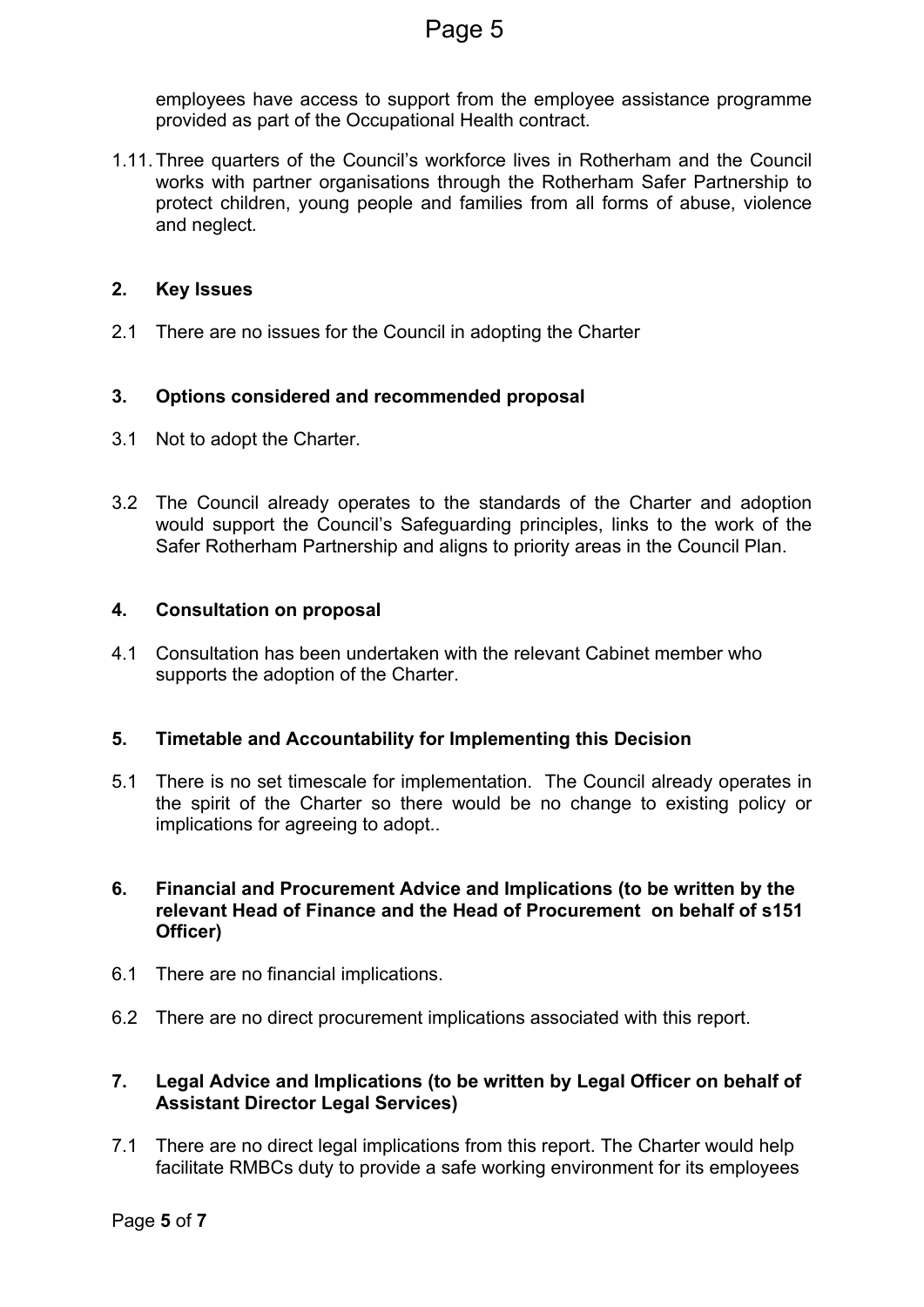employees have access to support from the employee assistance programme provided as part of the Occupational Health contract.

1.11. Three quarters of the Council's workforce lives in Rotherham and the Council works with partner organisations through the Rotherham Safer Partnership to protect children, young people and families from all forms of abuse, violence and neglect.

## 2. Key Issues

2.1 There are no issues for the Council in adopting the Charter

## 3. Options considered and recommended proposal

3.1 Not to adopt the Charter.

3.2 The Council already operates to the standards of the Charter and adoption would support the Council's Safeguarding principles, links to the work of the Safer Rotherham Partnership and aligns to priority areas in the Council Plan.

## 4. Consultation on proposal

4.1 Consultation has been undertaken with the relevant Cabinet member who supports the adoption of the Charter.

## 5. Timetable and Accountability for Implementing this Decision

5.1 There is no set timescale for implementation. The Council already operates in the spirit of the Charter so there would be no change to existing policy or implications for agreeing to adopt..

## 6. Financial and Procurement Advice and Implications (to be written by the relevant Head of Finance and the Head of Procurement on behalf of s151 Officer)

6.1 There are no financial implications.

6.2 There are no direct procurement implications associated with this report.

## 7. Legal Advice and Implications (to be written by Legal Officer on behalf of Assistant Director Legal Services)

7.1 There are no direct legal implications from this report. The Charter would help facilitate RMBCs duty to provide a safe working environment for its employees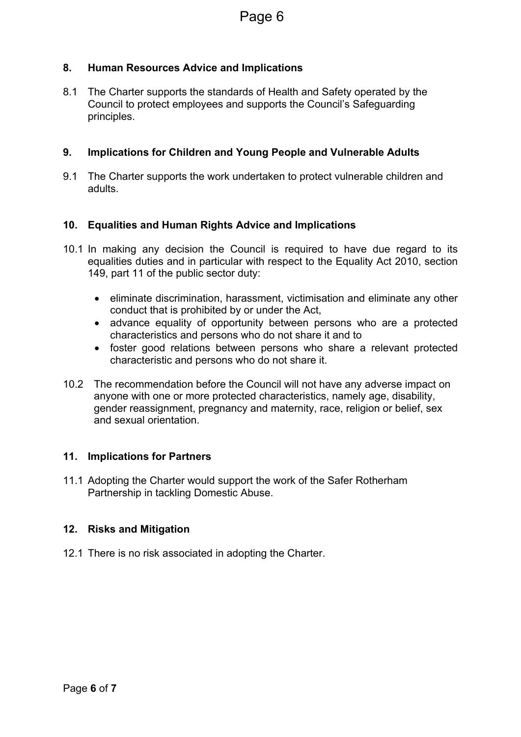## 8. Human Resources Advice and Implications

8.1 The Charter supports the standards of Health and Safety operated by the Council to protect employees and supports the Council's Safeguarding principles.

## 9. Implications for Children and Young People and Vulnerable Adults

9.1 The Charter supports the work undertaken to protect vulnerable children and adults.

## 10. Equalities and Human Rights Advice and Implications

10.1 In making any decision the Council is required to have due regard to its equalities duties and in particular with respect to the Equality Act 2010, section 149, part 11 of the public sector duty:

- eliminate discrimination, harassment, victimisation and eliminate any other conduct that is prohibited by or under the Act,
- advance equality of opportunity between persons who are a protected characteristics and persons who do not share it and to
- foster good relations between persons who share a relevant protected characteristic and persons who do not share it.

10.2 The recommendation before the Council will not have any adverse impact on anyone with one or more protected characteristics, namely age, disability, gender reassignment, pregnancy and maternity, race, religion or belief, sex and sexual orientation.

## 11. Implications for Partners

11.1 Adopting the Charter would support the work of the Safer Rotherham Partnership in tackling Domestic Abuse.

## 12. Risks and Mitigation

12.1 There is no risk associated in adopting the Charter.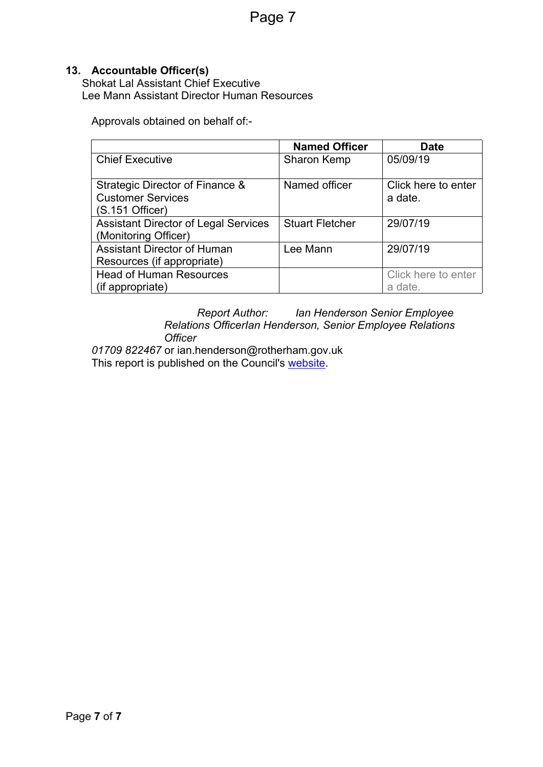## 13. Accountable Officer(s)

Shokat Lal Assistant Chief Executive
Lee Mann Assistant Director Human Resources

Approvals obtained on behalf of:-

| | Named Officer | Date |
|---|---|---|
| Chief Executive | Sharon Kemp | 05/09/19 |
| Strategic Director of Finance & Customer Services (S.151 Officer) | Named officer | Click here to enter a date. |
| Assistant Director of Legal Services (Monitoring Officer) | Stuart Fletcher | 29/07/19 |
| Assistant Director of Human Resources (if appropriate) | Lee Mann | 29/07/19 |
| Head of Human Resources (if appropriate) | | Click here to enter a date. |

*Report Author: Ian Henderson Senior Employee Relations OfficerIan Henderson, Senior Employee Relations Officer*
*01709 822467* or ian.henderson@rotherham.gov.uk
This report is published on the Council's website.